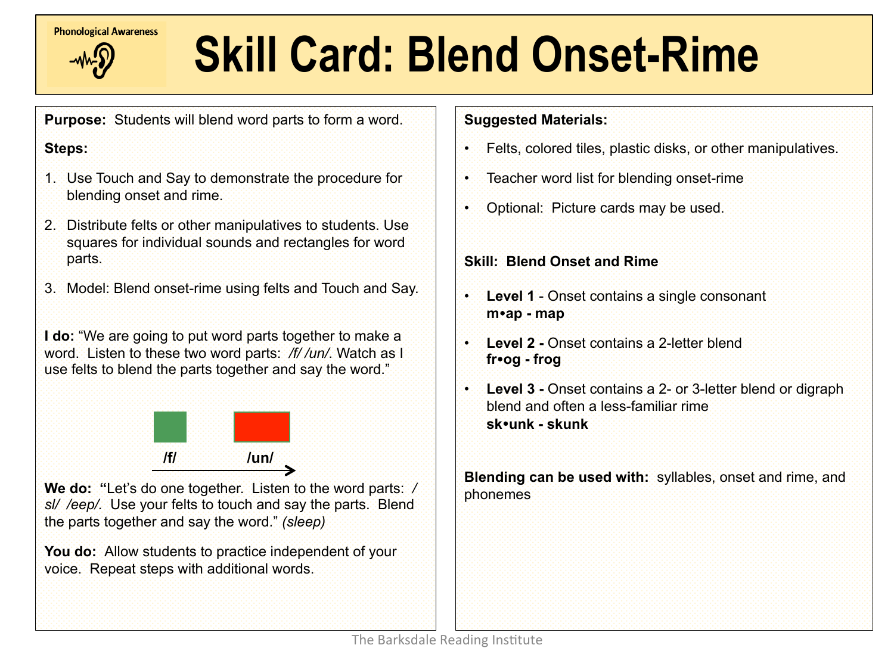Phonological Awareness

# Skill Card: Blend Onset-Rime

**Purpose:** Students will blend word parts to form a word.

**Steps:**

1. Use Touch and Say to demonstrate the procedure for blending onset and rime.
2. Distribute felts or other manipulatives to students. Use squares for individual sounds and rectangles for word parts.
3. Model: Blend onset-rime using felts and Touch and Say.

**I do:** "We are going to put word parts together to make a word. Listen to these two word parts: */f/ /un/*. Watch as I use felts to blend the parts together and say the word."

**/f/** **/un/**

**We do: "**Let's do one together. Listen to the word parts: */ sl/ /eep/*. Use your felts to touch and say the parts. Blend the parts together and say the word." *(sleep)*

**You do:** Allow students to practice independent of your voice. Repeat steps with additional words.

**Suggested Materials:**

- Felts, colored tiles, plastic disks, or other manipulatives.
- Teacher word list for blending onset-rime
- Optional: Picture cards may be used.

**Skill: Blend Onset and Rime**

- **Level 1** - Onset contains a single consonant
  **m•ap - map**
- **Level 2 -** Onset contains a 2-letter blend
  **fr•og - frog**
- **Level 3 -** Onset contains a 2- or 3-letter blend or digraph blend and often a less-familiar rime
  **sk•unk - skunk**

**Blending can be used with:** syllables, onset and rime, and phonemes

The Barksdale Reading Institute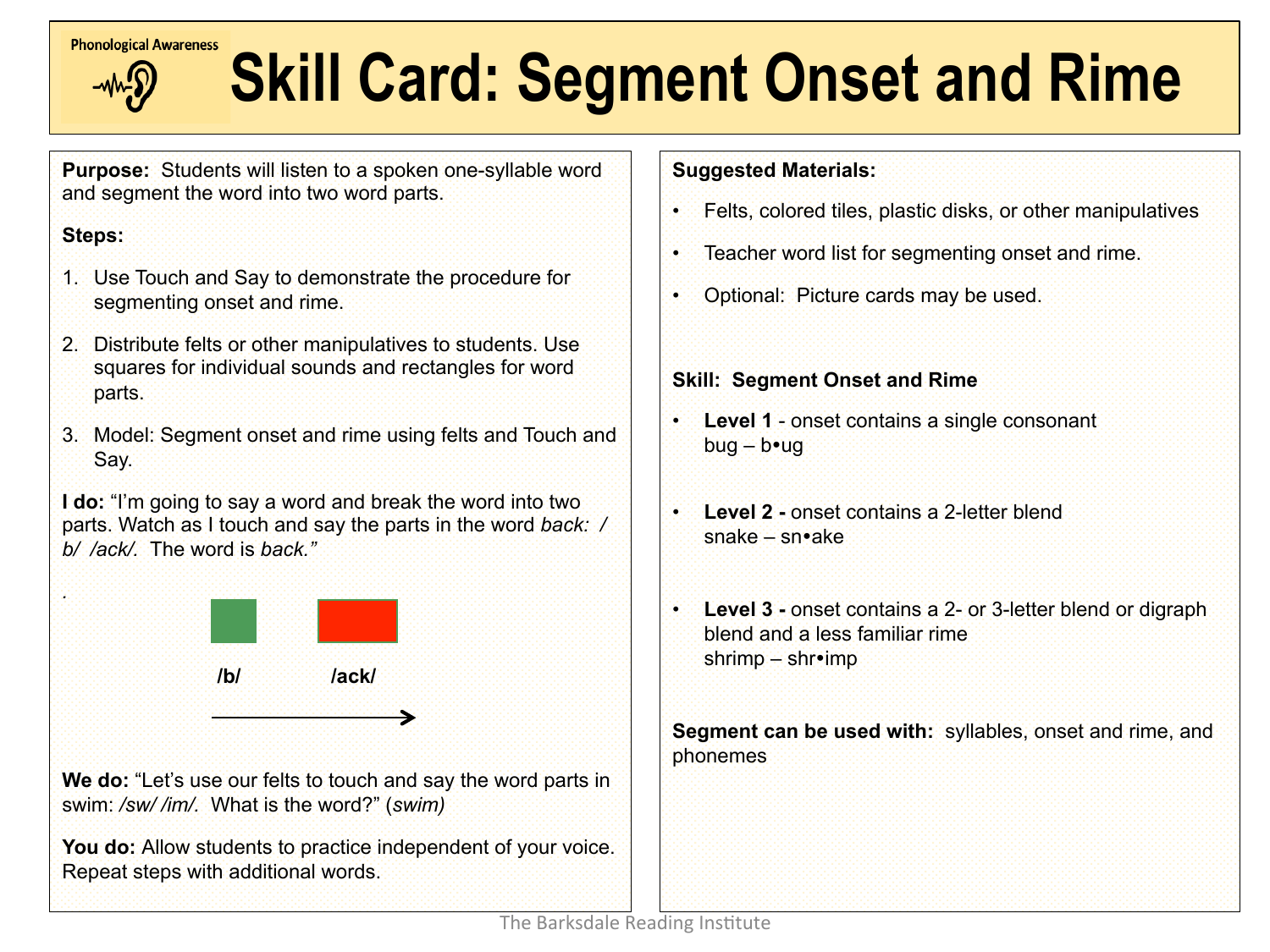Phonological Awareness

# Skill Card: Segment Onset and Rime

**Purpose:** Students will listen to a spoken one-syllable word and segment the word into two word parts.

**Steps:**

1. Use Touch and Say to demonstrate the procedure for segmenting onset and rime.
2. Distribute felts or other manipulatives to students. Use squares for individual sounds and rectangles for word parts.
3. Model: Segment onset and rime using felts and Touch and Say.

**I do:** "I'm going to say a word and break the word into two parts. Watch as I touch and say the parts in the word *back: / b/ /ack/.* The word is *back."*

.

**/b/** **/ack/**

**We do:** "Let's use our felts to touch and say the word parts in swim: */sw/ /im/.* What is the word?" (*swim)*

**You do:** Allow students to practice independent of your voice. Repeat steps with additional words.

**Suggested Materials:**

- Felts, colored tiles, plastic disks, or other manipulatives
- Teacher word list for segmenting onset and rime.
- Optional: Picture cards may be used.

**Skill: Segment Onset and Rime**

- **Level 1** - onset contains a single consonant
  bug – b•ug
- **Level 2 -** onset contains a 2-letter blend
  snake – sn•ake
- **Level 3 -** onset contains a 2- or 3-letter blend or digraph blend and a less familiar rime
  shrimp – shr•imp

**Segment can be used with:** syllables, onset and rime, and phonemes

The Barksdale Reading Institute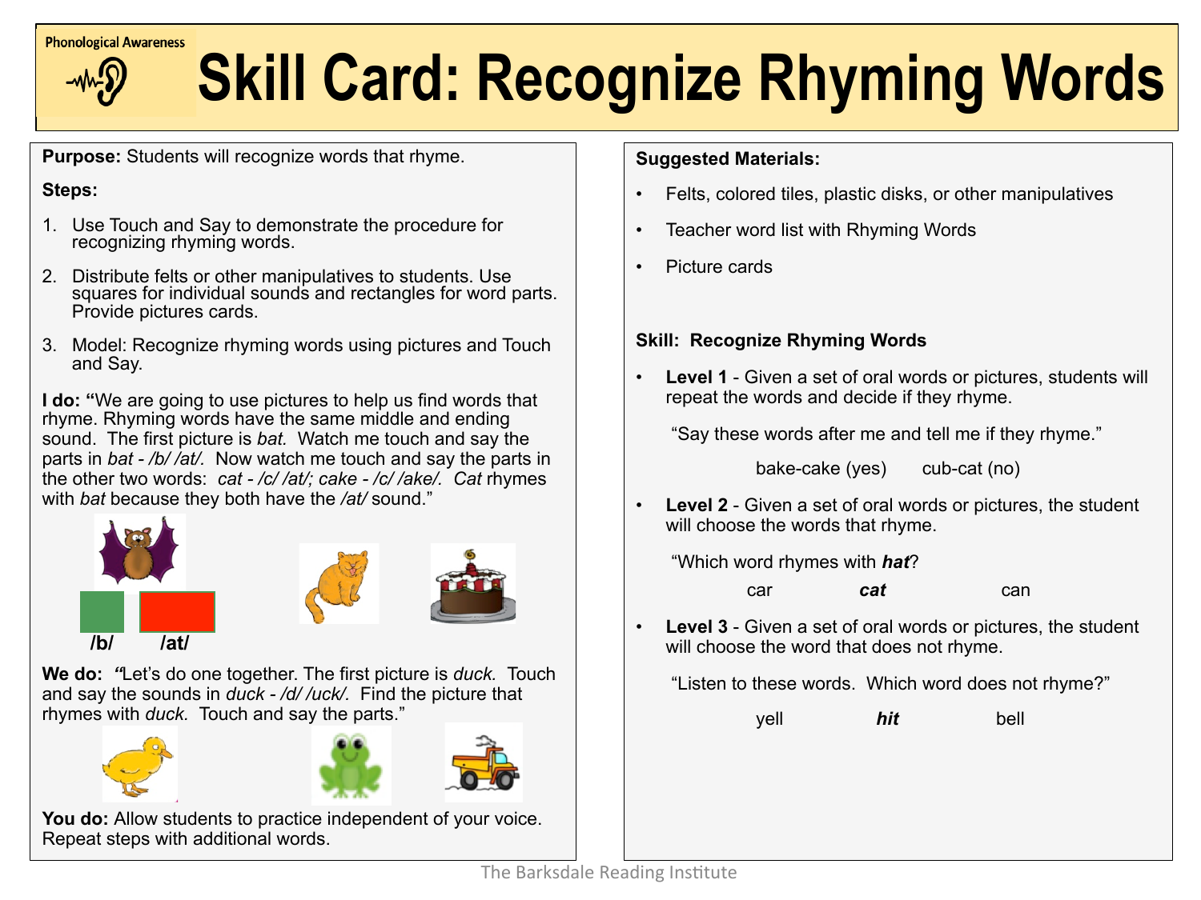Phonological Awareness

# Skill Card: Recognize Rhyming Words

**Purpose:** Students will recognize words that rhyme.

**Steps:**

1. Use Touch and Say to demonstrate the procedure for recognizing rhyming words.
2. Distribute felts or other manipulatives to students. Use squares for individual sounds and rectangles for word parts. Provide pictures cards.
3. Model: Recognize rhyming words using pictures and Touch and Say.

**I do: "**We are going to use pictures to help us find words that rhyme. Rhyming words have the same middle and ending sound. The first picture is *bat.* Watch me touch and say the parts in *bat - /b/ /at/.* Now watch me touch and say the parts in the other two words: *cat - /c/ /at/; cake - /c/ /ake/. Cat* rhymes with *bat* because they both have the */at/* sound."

**/b/** **/at/**

**We do:** *"*Let's do one together. The first picture is *duck.* Touch and say the sounds in *duck - /d/ /uck/.* Find the picture that rhymes with *duck.* Touch and say the parts."

**You do:** Allow students to practice independent of your voice. Repeat steps with additional words.

**Suggested Materials:**

- Felts, colored tiles, plastic disks, or other manipulatives
- Teacher word list with Rhyming Words
- Picture cards

**Skill: Recognize Rhyming Words**

- **Level 1** - Given a set of oral words or pictures, students will repeat the words and decide if they rhyme.

  "Say these words after me and tell me if they rhyme."

  bake-cake (yes) cub-cat (no)

- **Level 2** - Given a set of oral words or pictures, the student will choose the words that rhyme.

  "Which word rhymes with ***hat***?

  car ***cat*** can

- **Level 3** - Given a set of oral words or pictures, the student will choose the word that does not rhyme.

  "Listen to these words. Which word does not rhyme?"

  yell ***hit*** bell

The Barksdale Reading Institute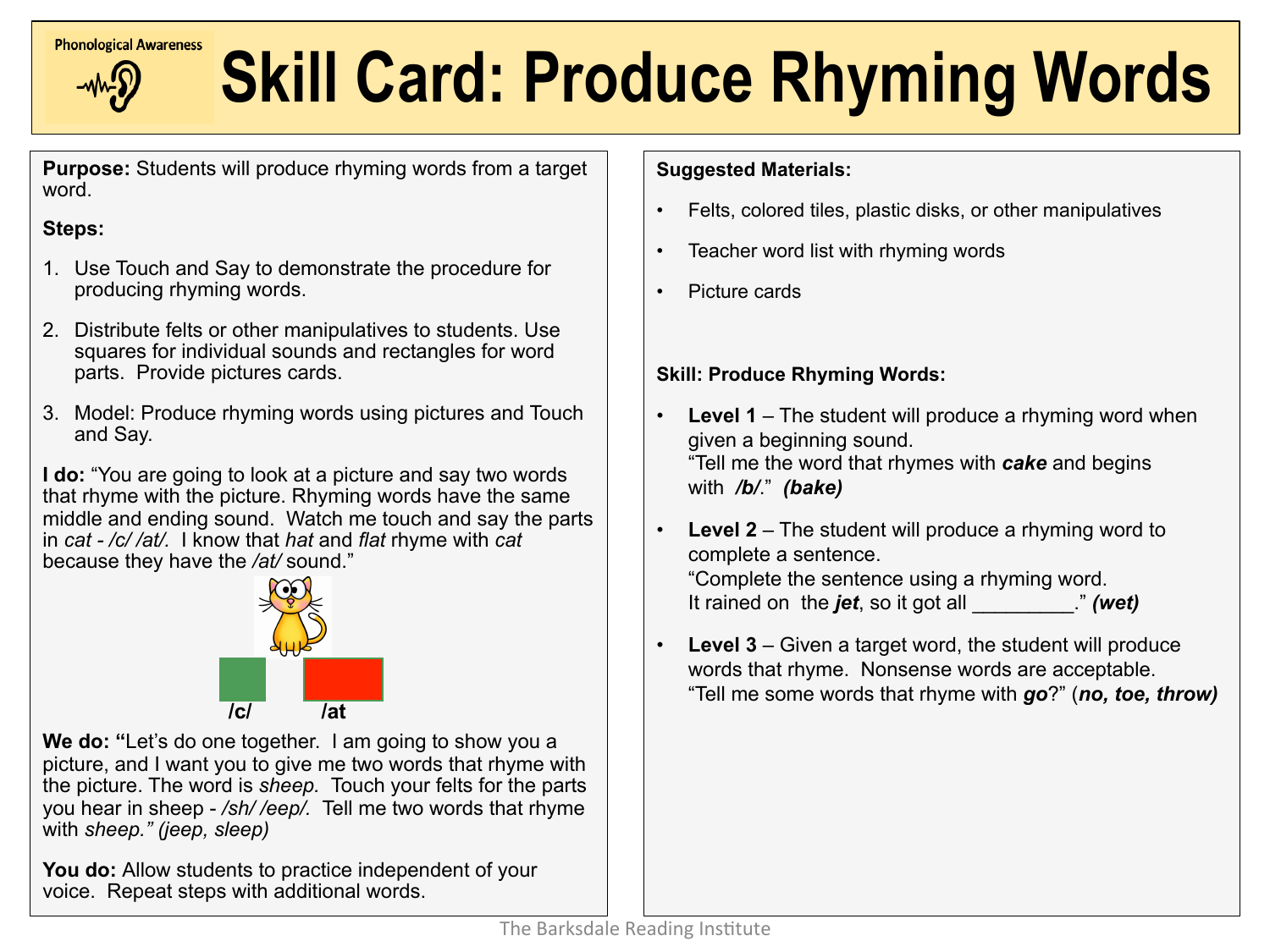Phonological Awareness

# Skill Card: Produce Rhyming Words

**Purpose:** Students will produce rhyming words from a target word.

**Steps:**

1. Use Touch and Say to demonstrate the procedure for producing rhyming words.
2. Distribute felts or other manipulatives to students. Use squares for individual sounds and rectangles for word parts. Provide pictures cards.
3. Model: Produce rhyming words using pictures and Touch and Say.

**I do:** "You are going to look at a picture and say two words that rhyme with the picture. Rhyming words have the same middle and ending sound. Watch me touch and say the parts in *cat - /c/ /at/.* I know that *hat* and *flat* rhyme with *cat* because they have the */at/* sound."

**/c/** **/at**

**We do: "**Let's do one together. I am going to show you a picture, and I want you to give me two words that rhyme with the picture. The word is *sheep.* Touch your felts for the parts you hear in sheep - */sh/ /eep/.* Tell me two words that rhyme with *sheep." (jeep, sleep)*

**You do:** Allow students to practice independent of your voice. Repeat steps with additional words.

**Suggested Materials:**

- Felts, colored tiles, plastic disks, or other manipulatives
- Teacher word list with rhyming words
- Picture cards

**Skill: Produce Rhyming Words:**

- **Level 1** – The student will produce a rhyming word when given a beginning sound.
  "Tell me the word that rhymes with ***cake*** and begins with ***/b/***." ***(bake)***
- **Level 2** – The student will produce a rhyming word to complete a sentence.
  "Complete the sentence using a rhyming word.
  It rained on the ***jet***, so it got all _________." ***(wet)***
- **Level 3** – Given a target word, the student will produce words that rhyme. Nonsense words are acceptable.
  "Tell me some words that rhyme with ***go***?" (***no, toe, throw)***

The Barksdale Reading Institute